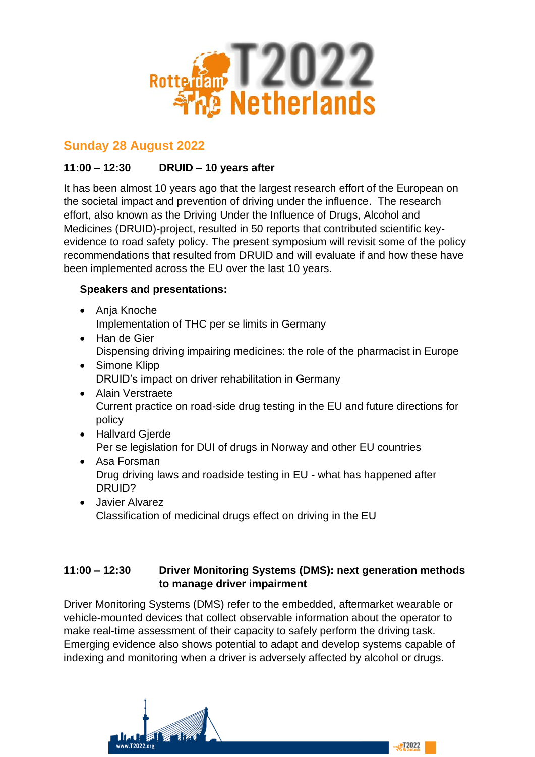## Sunday 28 August 2022

### 11:00 – 12:30 DRUID – 10 years after

It has been almost 10 years ago that the largest research effort of the European on the societal impact and prevention of driving under the influence. The research effort, also known as the Driving Under the Influence of Drugs, Alcohol and Medicines (DRUID)-project, resulted in 50 reports that contributed scientific key-evidence to road safety policy. The present symposium will revisit some of the policy recommendations that resulted from DRUID and will evaluate if and how these have been implemented across the EU over the last 10 years.

**Speakers and presentations:**

- Anja Knoche
  Implementation of THC per se limits in Germany
- Han de Gier
  Dispensing driving impairing medicines: the role of the pharmacist in Europe
- Simone Klipp
  DRUID's impact on driver rehabilitation in Germany
- Alain Verstraete
  Current practice on road-side drug testing in the EU and future directions for policy
- Hallvard Gjerde
  Per se legislation for DUI of drugs in Norway and other EU countries
- Asa Forsman
  Drug driving laws and roadside testing in EU - what has happened after DRUID?
- Javier Alvarez
  Classification of medicinal drugs effect on driving in the EU

### 11:00 – 12:30 Driver Monitoring Systems (DMS): next generation methods to manage driver impairment

Driver Monitoring Systems (DMS) refer to the embedded, aftermarket wearable or vehicle-mounted devices that collect observable information about the operator to make real-time assessment of their capacity to safely perform the driving task. Emerging evidence also shows potential to adapt and develop systems capable of indexing and monitoring when a driver is adversely affected by alcohol or drugs.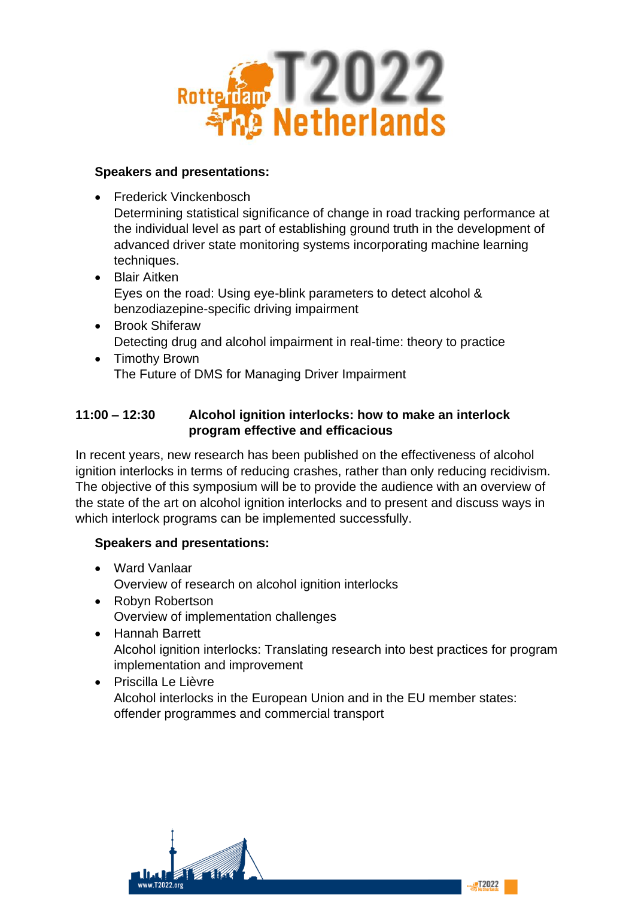**Speakers and presentations:**

- Frederick Vinckenbosch
  Determining statistical significance of change in road tracking performance at the individual level as part of establishing ground truth in the development of advanced driver state monitoring systems incorporating machine learning techniques.
- Blair Aitken
  Eyes on the road: Using eye-blink parameters to detect alcohol & benzodiazepine-specific driving impairment
- Brook Shiferaw
  Detecting drug and alcohol impairment in real-time: theory to practice
- Timothy Brown
  The Future of DMS for Managing Driver Impairment

### 11:00 – 12:30 Alcohol ignition interlocks: how to make an interlock program effective and efficacious

In recent years, new research has been published on the effectiveness of alcohol ignition interlocks in terms of reducing crashes, rather than only reducing recidivism. The objective of this symposium will be to provide the audience with an overview of the state of the art on alcohol ignition interlocks and to present and discuss ways in which interlock programs can be implemented successfully.

**Speakers and presentations:**

- Ward Vanlaar
  Overview of research on alcohol ignition interlocks
- Robyn Robertson
  Overview of implementation challenges
- Hannah Barrett
  Alcohol ignition interlocks: Translating research into best practices for program implementation and improvement
- Priscilla Le Lièvre
  Alcohol interlocks in the European Union and in the EU member states: offender programmes and commercial transport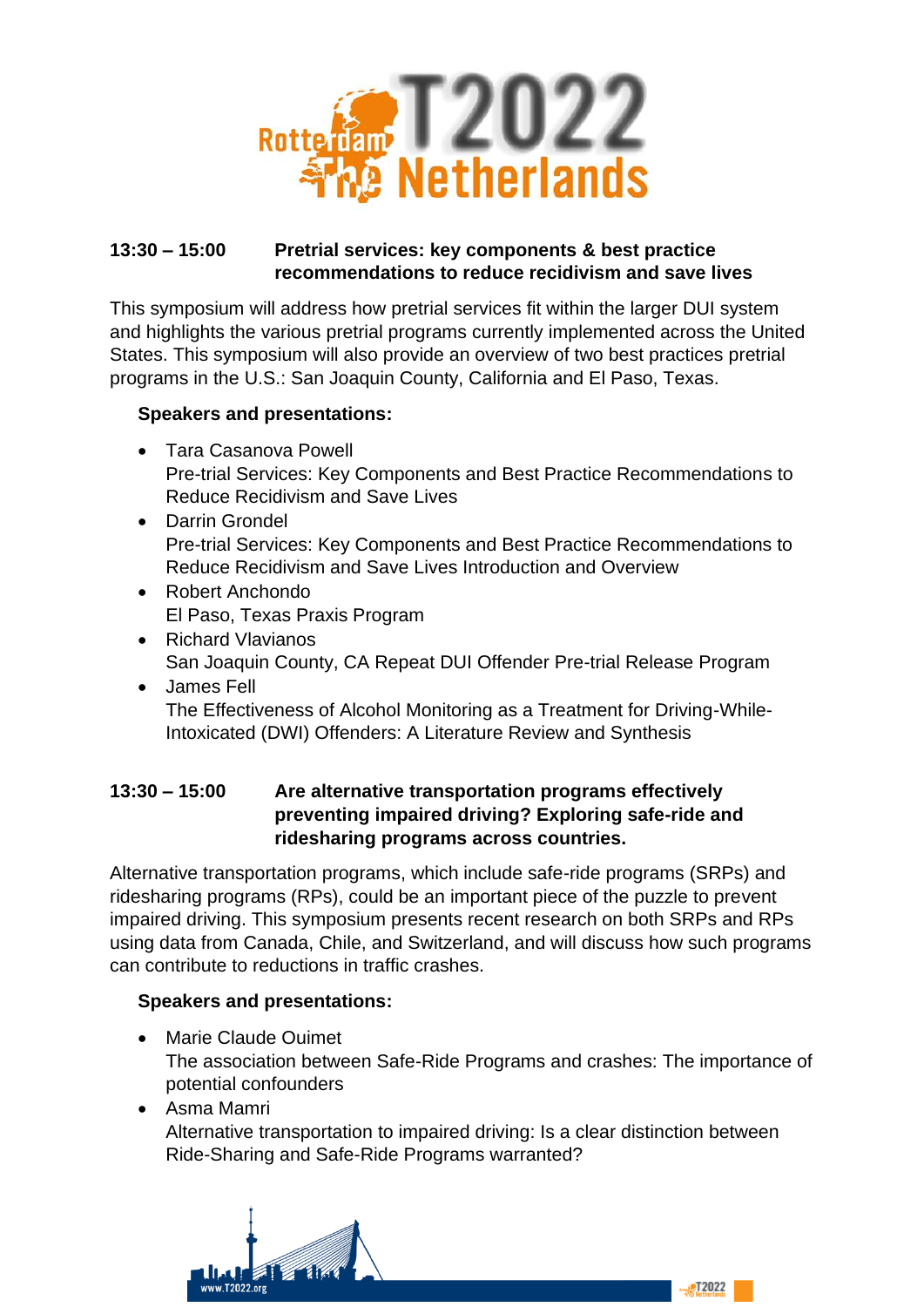## 13:30 – 15:00 Pretrial services: key components & best practice recommendations to reduce recidivism and save lives

This symposium will address how pretrial services fit within the larger DUI system and highlights the various pretrial programs currently implemented across the United States. This symposium will also provide an overview of two best practices pretrial programs in the U.S.: San Joaquin County, California and El Paso, Texas.

**Speakers and presentations:**

- Tara Casanova Powell
  Pre-trial Services: Key Components and Best Practice Recommendations to Reduce Recidivism and Save Lives
- Darrin Grondel
  Pre-trial Services: Key Components and Best Practice Recommendations to Reduce Recidivism and Save Lives Introduction and Overview
- Robert Anchondo
  El Paso, Texas Praxis Program
- Richard Vlavianos
  San Joaquin County, CA Repeat DUI Offender Pre-trial Release Program
- James Fell
  The Effectiveness of Alcohol Monitoring as a Treatment for Driving-While-Intoxicated (DWI) Offenders: A Literature Review and Synthesis

## 13:30 – 15:00 Are alternative transportation programs effectively preventing impaired driving? Exploring safe-ride and ridesharing programs across countries.

Alternative transportation programs, which include safe-ride programs (SRPs) and ridesharing programs (RPs), could be an important piece of the puzzle to prevent impaired driving. This symposium presents recent research on both SRPs and RPs using data from Canada, Chile, and Switzerland, and will discuss how such programs can contribute to reductions in traffic crashes.

**Speakers and presentations:**

- Marie Claude Ouimet
  The association between Safe-Ride Programs and crashes: The importance of potential confounders
- Asma Mamri
  Alternative transportation to impaired driving: Is a clear distinction between Ride-Sharing and Safe-Ride Programs warranted?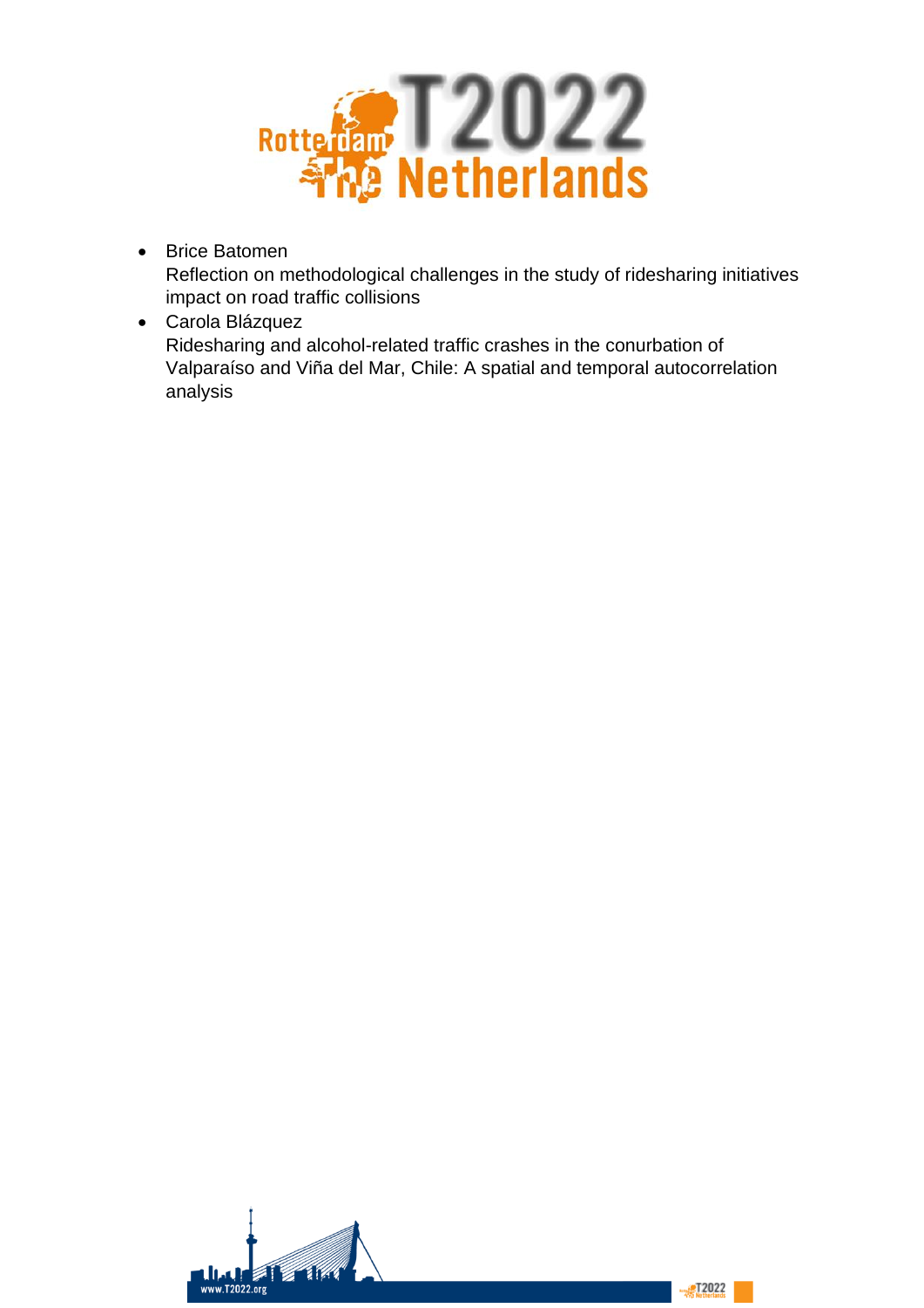- Brice Batomen
  Reflection on methodological challenges in the study of ridesharing initiatives impact on road traffic collisions
- Carola Blázquez
  Ridesharing and alcohol-related traffic crashes in the conurbation of Valparaíso and Viña del Mar, Chile: A spatial and temporal autocorrelation analysis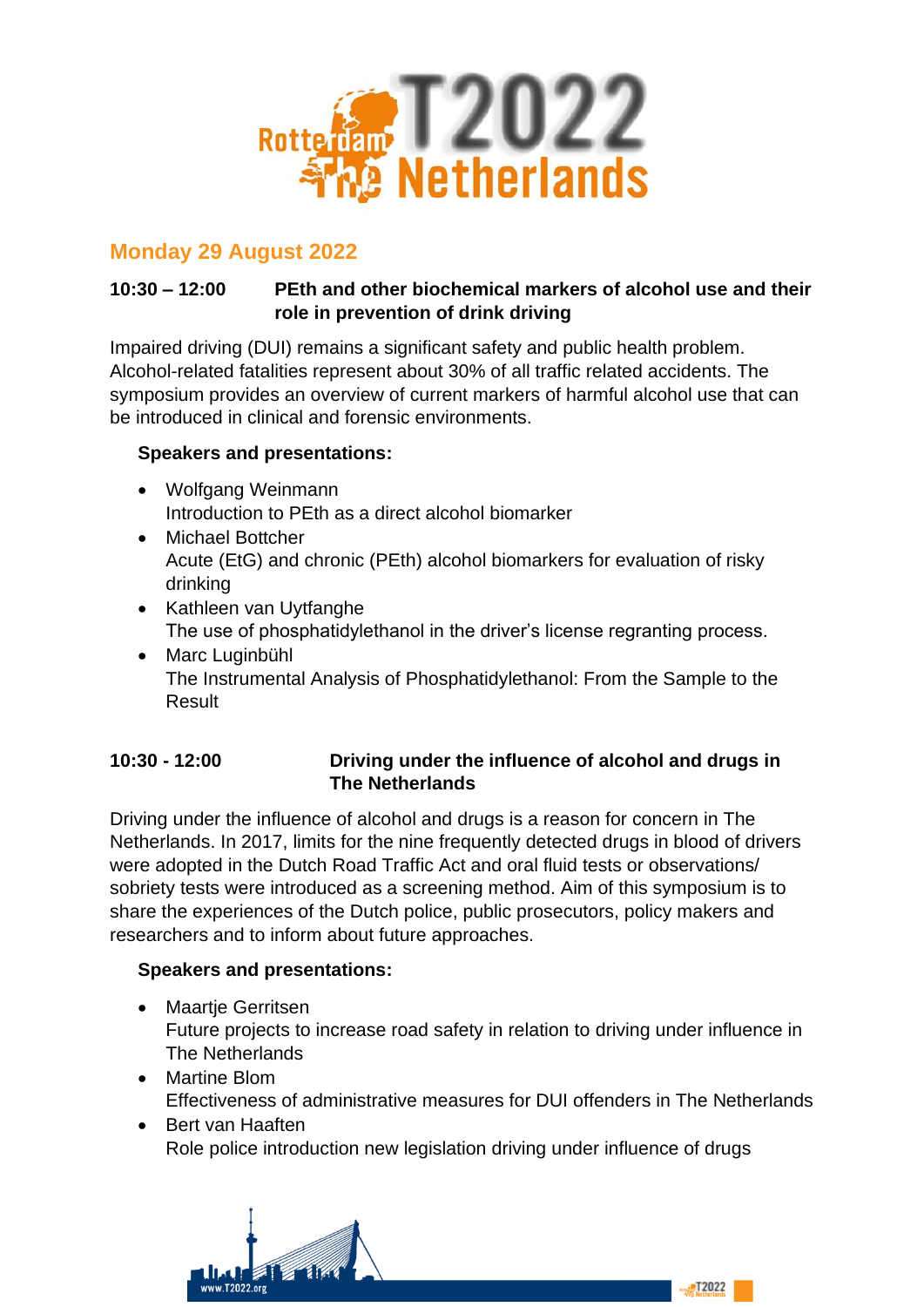## Monday 29 August 2022

### 10:30 – 12:00 PEth and other biochemical markers of alcohol use and their role in prevention of drink driving

Impaired driving (DUI) remains a significant safety and public health problem. Alcohol-related fatalities represent about 30% of all traffic related accidents. The symposium provides an overview of current markers of harmful alcohol use that can be introduced in clinical and forensic environments.

**Speakers and presentations:**

- Wolfgang Weinmann
  Introduction to PEth as a direct alcohol biomarker
- Michael Bottcher
  Acute (EtG) and chronic (PEth) alcohol biomarkers for evaluation of risky drinking
- Kathleen van Uytfanghe
  The use of phosphatidylethanol in the driver's license regranting process.
- Marc Luginbühl
  The Instrumental Analysis of Phosphatidylethanol: From the Sample to the Result

### 10:30 - 12:00 Driving under the influence of alcohol and drugs in The Netherlands

Driving under the influence of alcohol and drugs is a reason for concern in The Netherlands. In 2017, limits for the nine frequently detected drugs in blood of drivers were adopted in the Dutch Road Traffic Act and oral fluid tests or observations/ sobriety tests were introduced as a screening method. Aim of this symposium is to share the experiences of the Dutch police, public prosecutors, policy makers and researchers and to inform about future approaches.

**Speakers and presentations:**

- Maartje Gerritsen
  Future projects to increase road safety in relation to driving under influence in The Netherlands
- Martine Blom
  Effectiveness of administrative measures for DUI offenders in The Netherlands
- Bert van Haaften
  Role police introduction new legislation driving under influence of drugs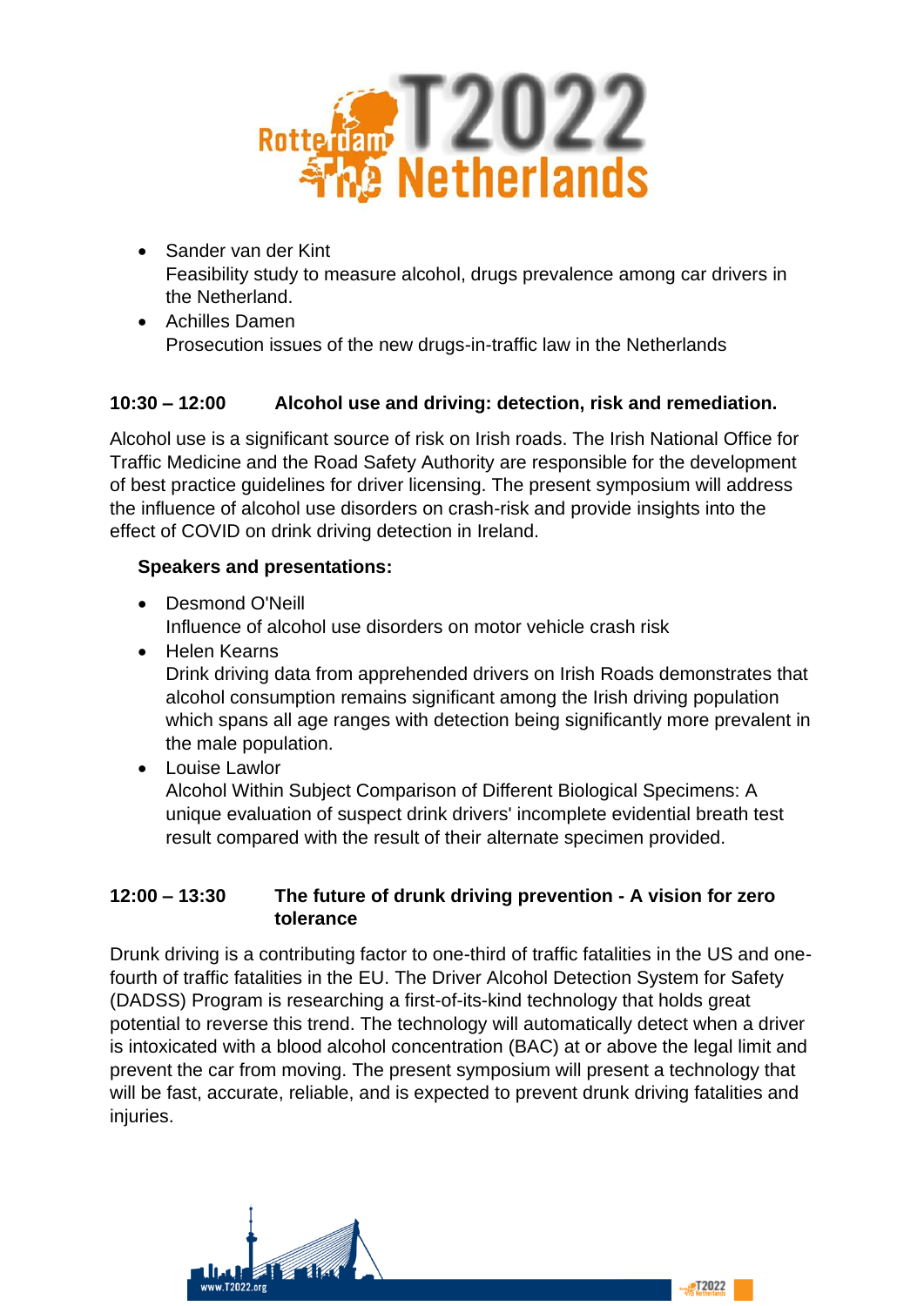- Sander van der Kint
  Feasibility study to measure alcohol, drugs prevalence among car drivers in the Netherland.
- Achilles Damen
  Prosecution issues of the new drugs-in-traffic law in the Netherlands

**10:30 – 12:00 Alcohol use and driving: detection, risk and remediation.**

Alcohol use is a significant source of risk on Irish roads. The Irish National Office for Traffic Medicine and the Road Safety Authority are responsible for the development of best practice guidelines for driver licensing. The present symposium will address the influence of alcohol use disorders on crash-risk and provide insights into the effect of COVID on drink driving detection in Ireland.

**Speakers and presentations:**

- Desmond O'Neill
  Influence of alcohol use disorders on motor vehicle crash risk
- Helen Kearns
  Drink driving data from apprehended drivers on Irish Roads demonstrates that alcohol consumption remains significant among the Irish driving population which spans all age ranges with detection being significantly more prevalent in the male population.
- Louise Lawlor
  Alcohol Within Subject Comparison of Different Biological Specimens: A unique evaluation of suspect drink drivers' incomplete evidential breath test result compared with the result of their alternate specimen provided.

**12:00 – 13:30 The future of drunk driving prevention - A vision for zero tolerance**

Drunk driving is a contributing factor to one-third of traffic fatalities in the US and one-fourth of traffic fatalities in the EU. The Driver Alcohol Detection System for Safety (DADSS) Program is researching a first-of-its-kind technology that holds great potential to reverse this trend. The technology will automatically detect when a driver is intoxicated with a blood alcohol concentration (BAC) at or above the legal limit and prevent the car from moving. The present symposium will present a technology that will be fast, accurate, reliable, and is expected to prevent drunk driving fatalities and injuries.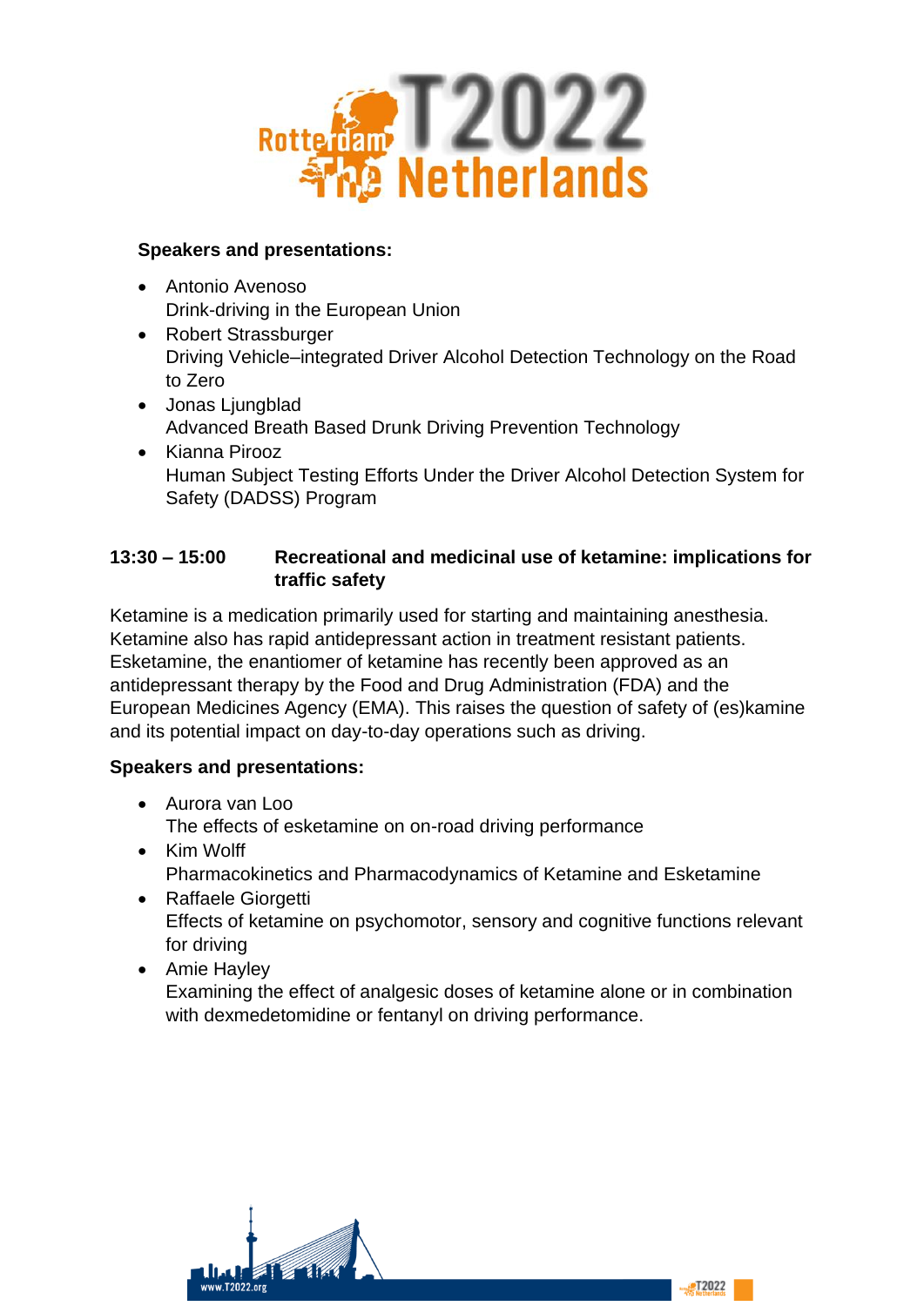**Speakers and presentations:**

- Antonio Avenoso
  Drink-driving in the European Union
- Robert Strassburger
  Driving Vehicle–integrated Driver Alcohol Detection Technology on the Road to Zero
- Jonas Ljungblad
  Advanced Breath Based Drunk Driving Prevention Technology
- Kianna Pirooz
  Human Subject Testing Efforts Under the Driver Alcohol Detection System for Safety (DADSS) Program

**13:30 – 15:00 Recreational and medicinal use of ketamine: implications for traffic safety**

Ketamine is a medication primarily used for starting and maintaining anesthesia. Ketamine also has rapid antidepressant action in treatment resistant patients. Esketamine, the enantiomer of ketamine has recently been approved as an antidepressant therapy by the Food and Drug Administration (FDA) and the European Medicines Agency (EMA). This raises the question of safety of (es)kamine and its potential impact on day-to-day operations such as driving.

**Speakers and presentations:**

- Aurora van Loo
  The effects of esketamine on on-road driving performance
- Kim Wolff
  Pharmacokinetics and Pharmacodynamics of Ketamine and Esketamine
- Raffaele Giorgetti
  Effects of ketamine on psychomotor, sensory and cognitive functions relevant for driving
- Amie Hayley
  Examining the effect of analgesic doses of ketamine alone or in combination with dexmedetomidine or fentanyl on driving performance.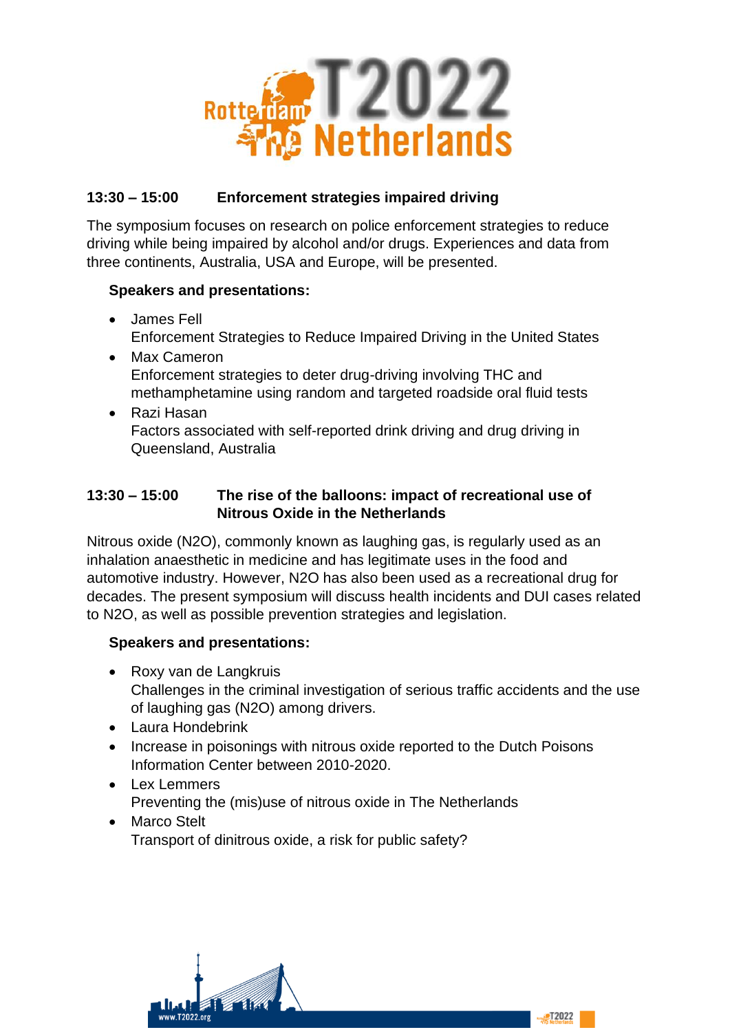## 13:30 – 15:00 Enforcement strategies impaired driving

The symposium focuses on research on police enforcement strategies to reduce driving while being impaired by alcohol and/or drugs. Experiences and data from three continents, Australia, USA and Europe, will be presented.

**Speakers and presentations:**

- James Fell
  Enforcement Strategies to Reduce Impaired Driving in the United States
- Max Cameron
  Enforcement strategies to deter drug-driving involving THC and methamphetamine using random and targeted roadside oral fluid tests
- Razi Hasan
  Factors associated with self-reported drink driving and drug driving in Queensland, Australia

## 13:30 – 15:00 The rise of the balloons: impact of recreational use of Nitrous Oxide in the Netherlands

Nitrous oxide (N2O), commonly known as laughing gas, is regularly used as an inhalation anaesthetic in medicine and has legitimate uses in the food and automotive industry. However, N2O has also been used as a recreational drug for decades. The present symposium will discuss health incidents and DUI cases related to N2O, as well as possible prevention strategies and legislation.

**Speakers and presentations:**

- Roxy van de Langkruis
  Challenges in the criminal investigation of serious traffic accidents and the use of laughing gas (N2O) among drivers.
- Laura Hondebrink
- Increase in poisonings with nitrous oxide reported to the Dutch Poisons Information Center between 2010-2020.
- Lex Lemmers
  Preventing the (mis)use of nitrous oxide in The Netherlands
- Marco Stelt
  Transport of dinitrous oxide, a risk for public safety?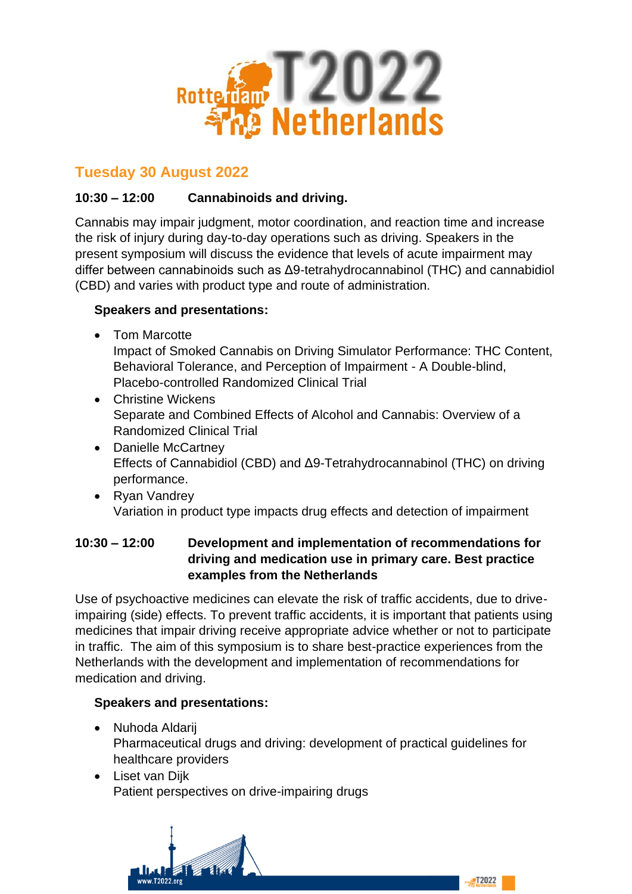## Tuesday 30 August 2022

**10:30 – 12:00 Cannabinoids and driving.**

Cannabis may impair judgment, motor coordination, and reaction time and increase the risk of injury during day-to-day operations such as driving. Speakers in the present symposium will discuss the evidence that levels of acute impairment may differ between cannabinoids such as Δ9-tetrahydrocannabinol (THC) and cannabidiol (CBD) and varies with product type and route of administration.

**Speakers and presentations:**

- Tom Marcotte
  Impact of Smoked Cannabis on Driving Simulator Performance: THC Content, Behavioral Tolerance, and Perception of Impairment - A Double-blind, Placebo-controlled Randomized Clinical Trial
- Christine Wickens
  Separate and Combined Effects of Alcohol and Cannabis: Overview of a Randomized Clinical Trial
- Danielle McCartney
  Effects of Cannabidiol (CBD) and Δ9-Tetrahydrocannabinol (THC) on driving performance.
- Ryan Vandrey
  Variation in product type impacts drug effects and detection of impairment

**10:30 – 12:00 Development and implementation of recommendations for driving and medication use in primary care. Best practice examples from the Netherlands**

Use of psychoactive medicines can elevate the risk of traffic accidents, due to drive-impairing (side) effects. To prevent traffic accidents, it is important that patients using medicines that impair driving receive appropriate advice whether or not to participate in traffic. The aim of this symposium is to share best-practice experiences from the Netherlands with the development and implementation of recommendations for medication and driving.

**Speakers and presentations:**

- Nuhoda Aldarij
  Pharmaceutical drugs and driving: development of practical guidelines for healthcare providers
- Liset van Dijk
  Patient perspectives on drive-impairing drugs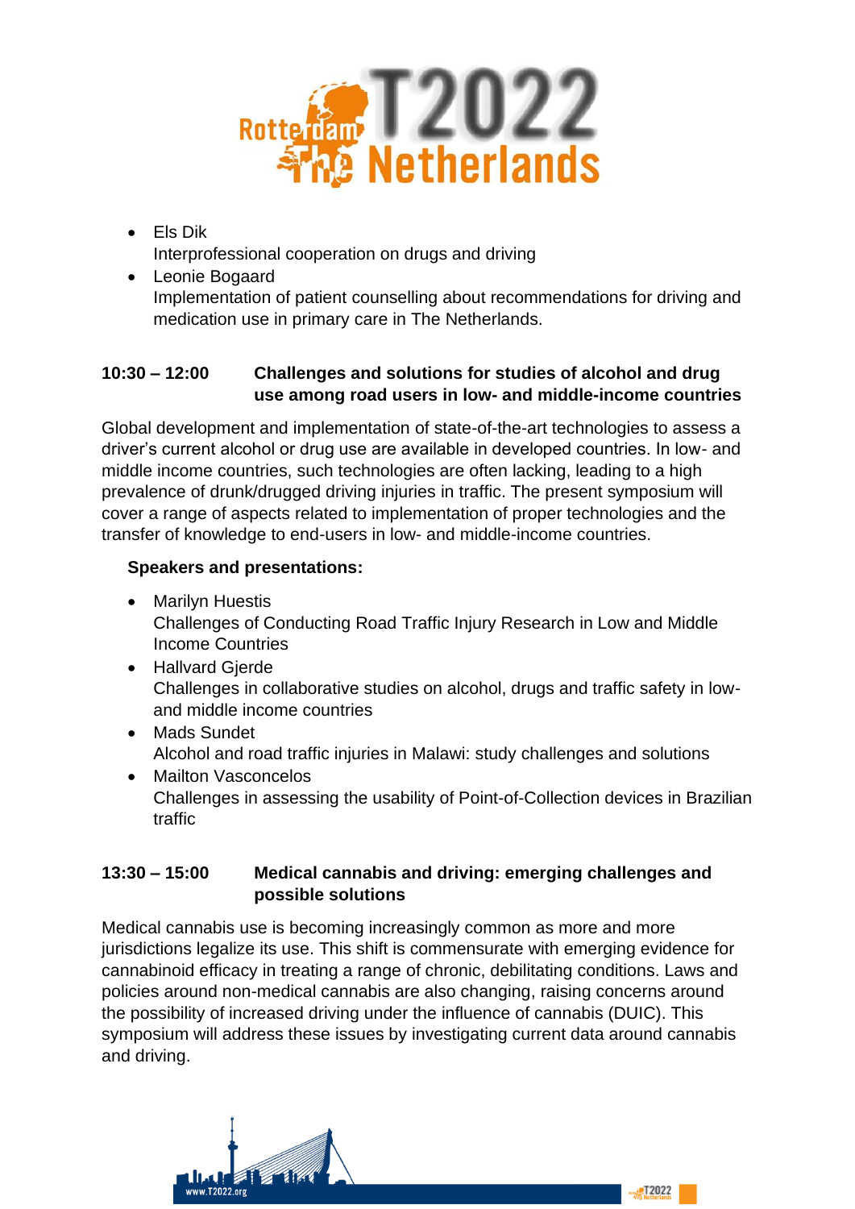- Els Dik
  Interprofessional cooperation on drugs and driving
- Leonie Bogaard
  Implementation of patient counselling about recommendations for driving and medication use in primary care in The Netherlands.

### 10:30 – 12:00 Challenges and solutions for studies of alcohol and drug use among road users in low- and middle-income countries

Global development and implementation of state-of-the-art technologies to assess a driver's current alcohol or drug use are available in developed countries. In low- and middle income countries, such technologies are often lacking, leading to a high prevalence of drunk/drugged driving injuries in traffic. The present symposium will cover a range of aspects related to implementation of proper technologies and the transfer of knowledge to end-users in low- and middle-income countries.

**Speakers and presentations:**

- Marilyn Huestis
  Challenges of Conducting Road Traffic Injury Research in Low and Middle Income Countries
- Hallvard Gjerde
  Challenges in collaborative studies on alcohol, drugs and traffic safety in low- and middle income countries
- Mads Sundet
  Alcohol and road traffic injuries in Malawi: study challenges and solutions
- Mailton Vasconcelos
  Challenges in assessing the usability of Point-of-Collection devices in Brazilian traffic

### 13:30 – 15:00 Medical cannabis and driving: emerging challenges and possible solutions

Medical cannabis use is becoming increasingly common as more and more jurisdictions legalize its use. This shift is commensurate with emerging evidence for cannabinoid efficacy in treating a range of chronic, debilitating conditions. Laws and policies around non-medical cannabis are also changing, raising concerns around the possibility of increased driving under the influence of cannabis (DUIC). This symposium will address these issues by investigating current data around cannabis and driving.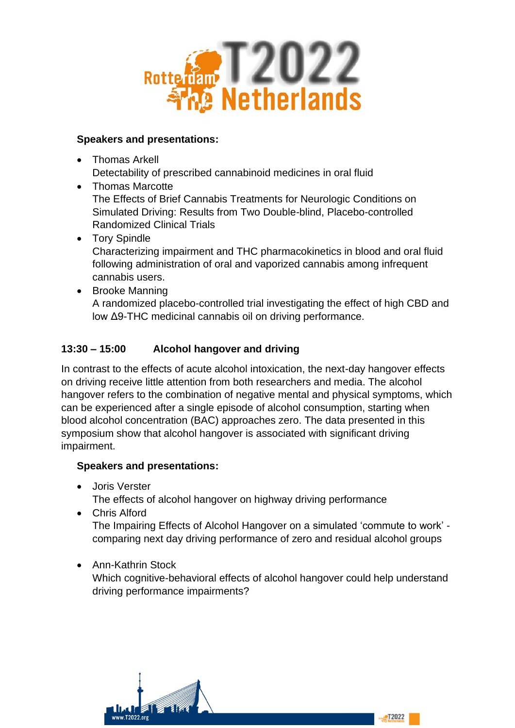**Speakers and presentations:**

- Thomas Arkell
  Detectability of prescribed cannabinoid medicines in oral fluid
- Thomas Marcotte
  The Effects of Brief Cannabis Treatments for Neurologic Conditions on Simulated Driving: Results from Two Double-blind, Placebo-controlled Randomized Clinical Trials
- Tory Spindle
  Characterizing impairment and THC pharmacokinetics in blood and oral fluid following administration of oral and vaporized cannabis among infrequent cannabis users.
- Brooke Manning
  A randomized placebo-controlled trial investigating the effect of high CBD and low Δ9-THC medicinal cannabis oil on driving performance.

## 13:30 – 15:00 Alcohol hangover and driving

In contrast to the effects of acute alcohol intoxication, the next-day hangover effects on driving receive little attention from both researchers and media. The alcohol hangover refers to the combination of negative mental and physical symptoms, which can be experienced after a single episode of alcohol consumption, starting when blood alcohol concentration (BAC) approaches zero. The data presented in this symposium show that alcohol hangover is associated with significant driving impairment.

**Speakers and presentations:**

- Joris Verster
  The effects of alcohol hangover on highway driving performance
- Chris Alford
  The Impairing Effects of Alcohol Hangover on a simulated 'commute to work' - comparing next day driving performance of zero and residual alcohol groups
- Ann-Kathrin Stock
  Which cognitive-behavioral effects of alcohol hangover could help understand driving performance impairments?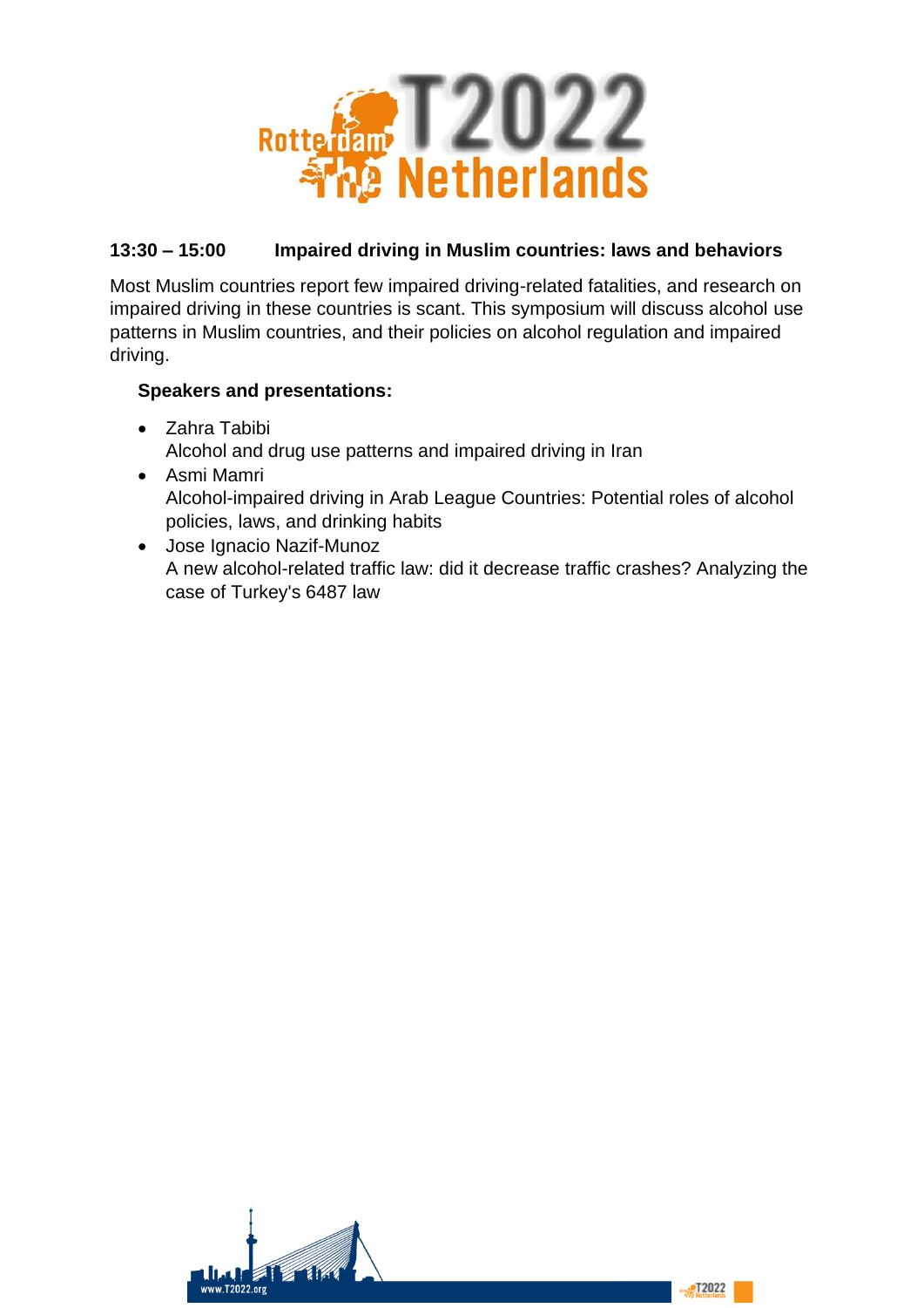## 13:30 – 15:00 Impaired driving in Muslim countries: laws and behaviors

Most Muslim countries report few impaired driving-related fatalities, and research on impaired driving in these countries is scant. This symposium will discuss alcohol use patterns in Muslim countries, and their policies on alcohol regulation and impaired driving.

**Speakers and presentations:**

- Zahra Tabibi
  Alcohol and drug use patterns and impaired driving in Iran
- Asmi Mamri
  Alcohol-impaired driving in Arab League Countries: Potential roles of alcohol policies, laws, and drinking habits
- Jose Ignacio Nazif-Munoz
  A new alcohol-related traffic law: did it decrease traffic crashes? Analyzing the case of Turkey's 6487 law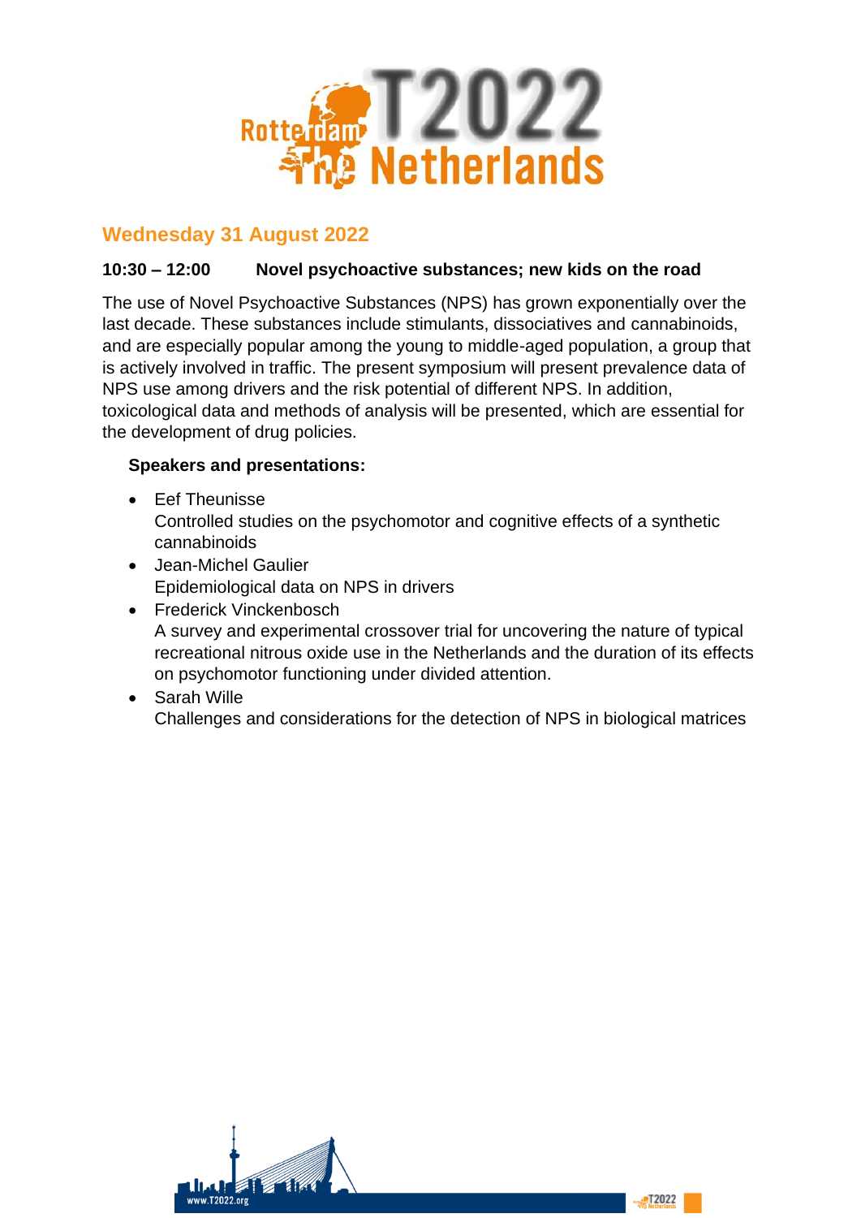## Wednesday 31 August 2022

### 10:30 – 12:00 Novel psychoactive substances; new kids on the road

The use of Novel Psychoactive Substances (NPS) has grown exponentially over the last decade. These substances include stimulants, dissociatives and cannabinoids, and are especially popular among the young to middle-aged population, a group that is actively involved in traffic. The present symposium will present prevalence data of NPS use among drivers and the risk potential of different NPS. In addition, toxicological data and methods of analysis will be presented, which are essential for the development of drug policies.

**Speakers and presentations:**

- Eef Theunisse
  Controlled studies on the psychomotor and cognitive effects of a synthetic cannabinoids
- Jean-Michel Gaulier
  Epidemiological data on NPS in drivers
- Frederick Vinckenbosch
  A survey and experimental crossover trial for uncovering the nature of typical recreational nitrous oxide use in the Netherlands and the duration of its effects on psychomotor functioning under divided attention.
- Sarah Wille
  Challenges and considerations for the detection of NPS in biological matrices